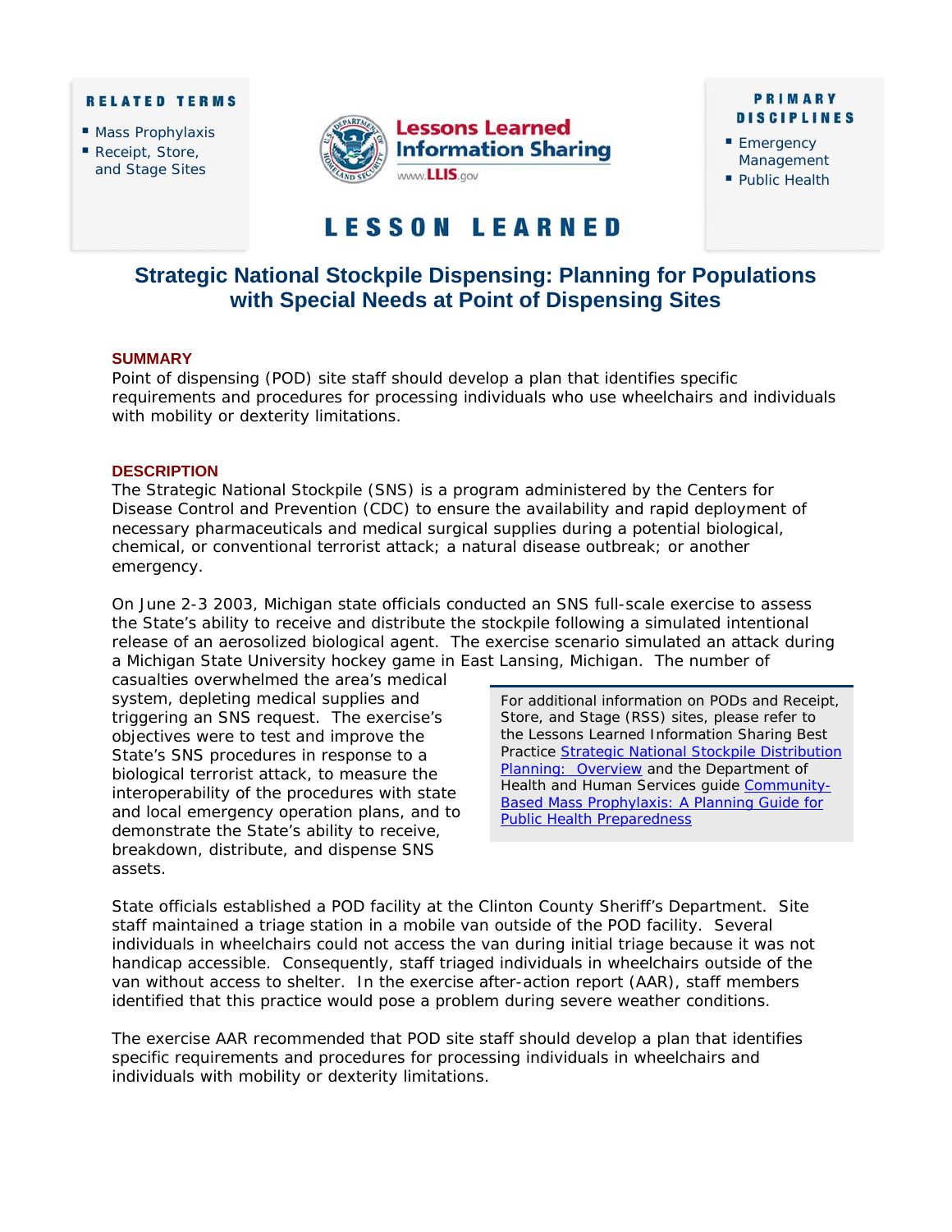**RELATED TERMS**

- Mass Prophylaxis
- Receipt, Store, and Stage Sites

Lessons Learned Information Sharing

www.LLIS.gov

**PRIMARY DISCIPLINES**

- Emergency Management
- Public Health

**LESSON LEARNED**

# Strategic National Stockpile Dispensing: Planning for Populations with Special Needs at Point of Dispensing Sites

## SUMMARY

Point of dispensing (POD) site staff should develop a plan that identifies specific requirements and procedures for processing individuals who use wheelchairs and individuals with mobility or dexterity limitations.

## DESCRIPTION

The Strategic National Stockpile (SNS) is a program administered by the Centers for Disease Control and Prevention (CDC) to ensure the availability and rapid deployment of necessary pharmaceuticals and medical surgical supplies during a potential biological, chemical, or conventional terrorist attack; a natural disease outbreak; or another emergency.

On June 2-3 2003, Michigan state officials conducted an SNS full-scale exercise to assess the State's ability to receive and distribute the stockpile following a simulated intentional release of an aerosolized biological agent. The exercise scenario simulated an attack during a Michigan State University hockey game in East Lansing, Michigan. The number of casualties overwhelmed the area's medical system, depleting medical supplies and triggering an SNS request. The exercise's objectives were to test and improve the State's SNS procedures in response to a biological terrorist attack, to measure the interoperability of the procedures with state and local emergency operation plans, and to demonstrate the State's ability to receive, breakdown, distribute, and dispense SNS assets.

> For additional information on PODs and Receipt, Store, and Stage (RSS) sites, please refer to the Lessons Learned Information Sharing Best Practice [Strategic National Stockpile Distribution Planning: Overview]() and the Department of Health and Human Services guide [Community-Based Mass Prophylaxis: A Planning Guide for Public Health Preparedness]()

State officials established a POD facility at the Clinton County Sheriff's Department. Site staff maintained a triage station in a mobile van outside of the POD facility. Several individuals in wheelchairs could not access the van during initial triage because it was not handicap accessible. Consequently, staff triaged individuals in wheelchairs outside of the van without access to shelter. In the exercise after-action report (AAR), staff members identified that this practice would pose a problem during severe weather conditions.

The exercise AAR recommended that POD site staff should develop a plan that identifies specific requirements and procedures for processing individuals in wheelchairs and individuals with mobility or dexterity limitations.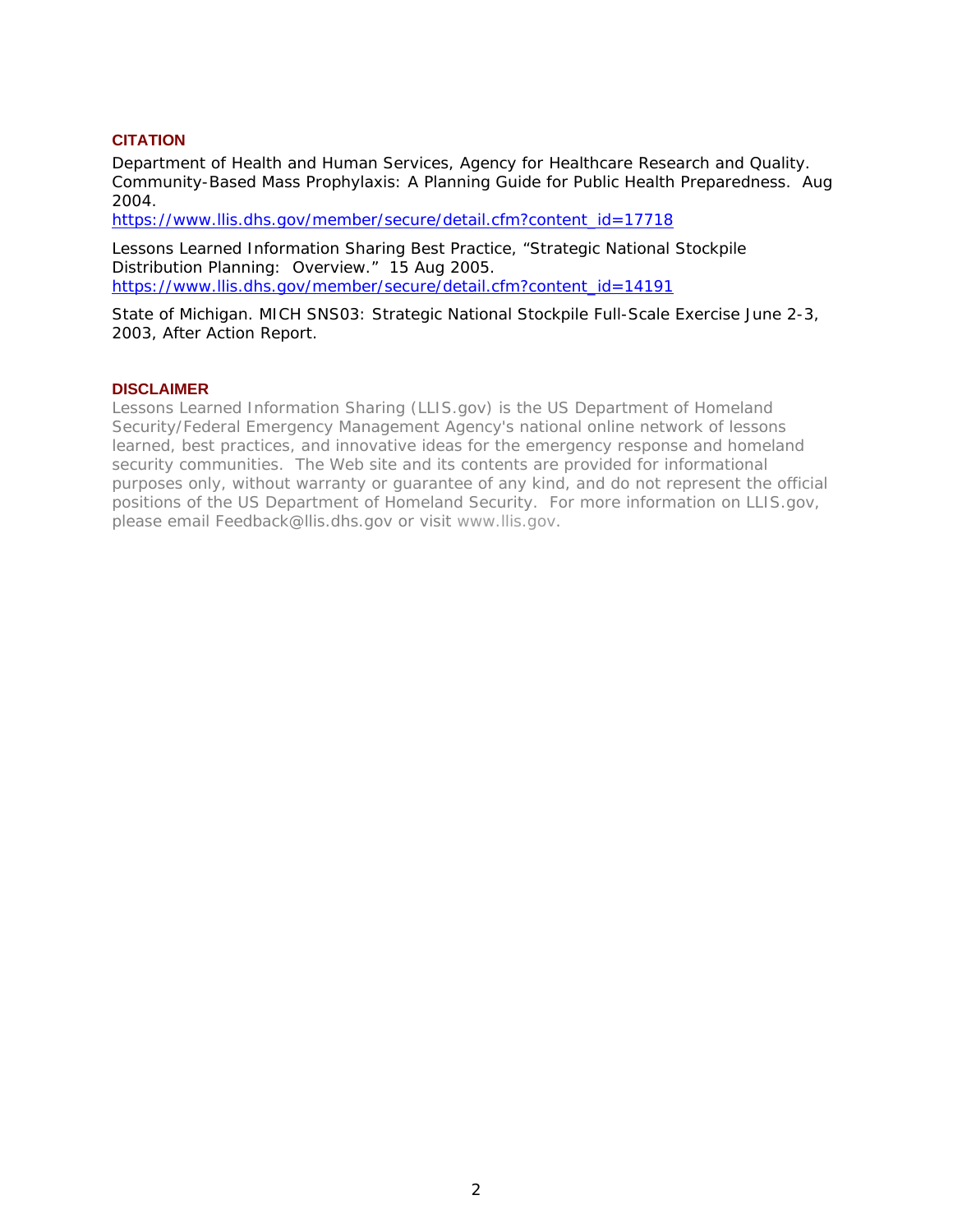## CITATION

Department of Health and Human Services, Agency for Healthcare Research and Quality. Community-Based Mass Prophylaxis: A Planning Guide for Public Health Preparedness. Aug 2004.
https://www.llis.dhs.gov/member/secure/detail.cfm?content_id=17718

Lessons Learned Information Sharing Best Practice, "Strategic National Stockpile Distribution Planning: Overview." 15 Aug 2005.
https://www.llis.dhs.gov/member/secure/detail.cfm?content_id=14191

State of Michigan. MICH SNS03: Strategic National Stockpile Full-Scale Exercise June 2-3, 2003, After Action Report.

## DISCLAIMER

Lessons Learned Information Sharing (LLIS.gov) is the US Department of Homeland Security/Federal Emergency Management Agency's national online network of lessons learned, best practices, and innovative ideas for the emergency response and homeland security communities. The Web site and its contents are provided for informational purposes only, without warranty or guarantee of any kind, and do not represent the official positions of the US Department of Homeland Security. For more information on LLIS.gov, please email Feedback@llis.dhs.gov or visit www.llis.gov.